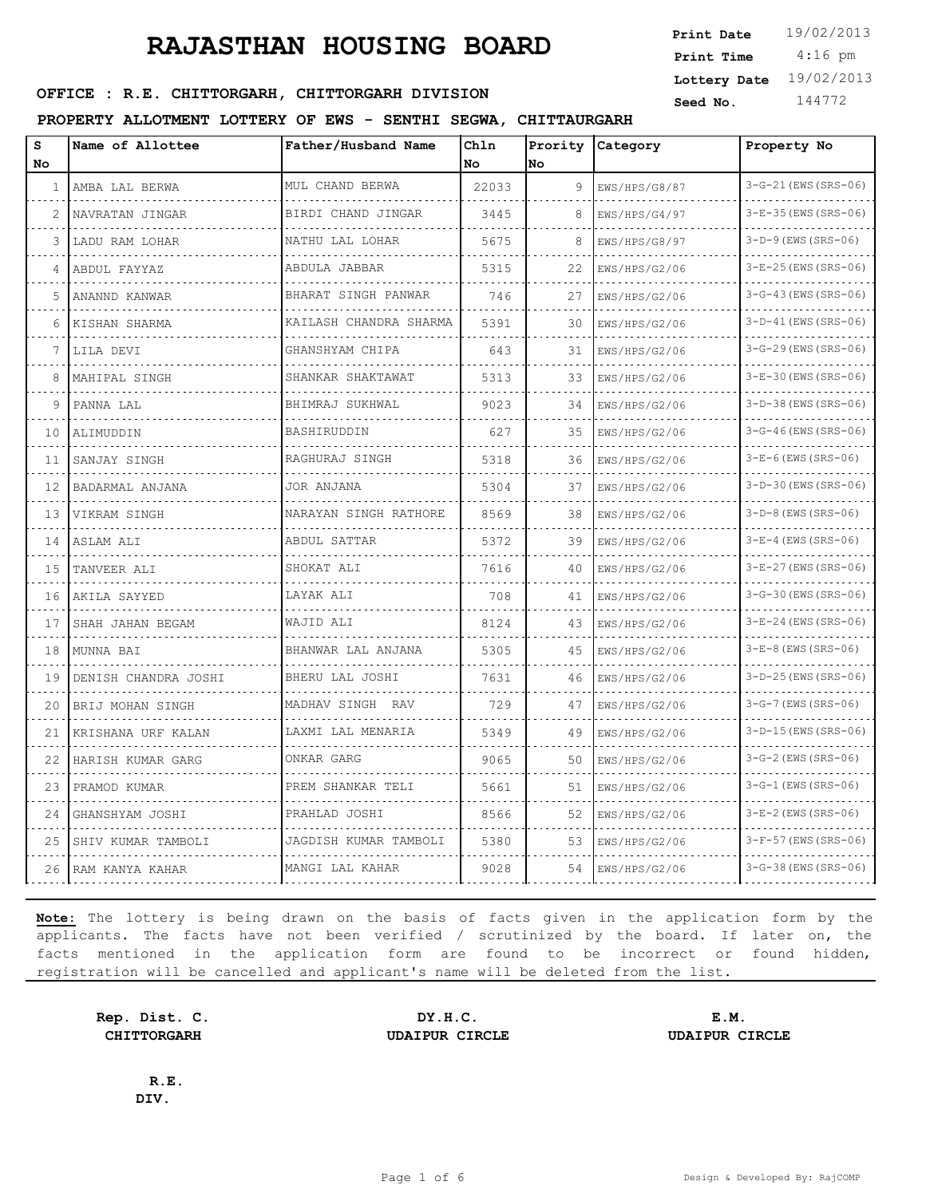# RAJASTHAN HOUSING BOARD

**Print Date** 19/02/2013
**Print Time** 4:16 pm
**Lottery Date** 19/02/2013
**Seed No.** 144772

**OFFICE : R.E. CHITTORGARH, CHITTORGARH DIVISION**

**PROPERTY ALLOTMENT LOTTERY OF EWS - SENTHI SEGWA, CHITTAURGARH**

| S No | Name of Allottee | Father/Husband Name | Chln No | Prority No | Category | Property No |
|---|---|---|---|---|---|---|
| 1 | AMBA LAL BERWA | MUL CHAND BERWA | 22033 | 9 | EWS/HPS/G8/87 | 3-G-21(EWS(SRS-06) |
| 2 | NAVRATAN JINGAR | BIRDI CHAND JINGAR | 3445 | 8 | EWS/HPS/G4/97 | 3-E-35(EWS(SRS-06) |
| 3 | LADU RAM LOHAR | NATHU LAL LOHAR | 5675 | 8 | EWS/HPS/G8/97 | 3-D-9(EWS(SRS-06) |
| 4 | ABDUL FAYYAZ | ABDULA JABBAR | 5315 | 22 | EWS/HPS/G2/06 | 3-E-25(EWS(SRS-06) |
| 5 | ANANND KANWAR | BHARAT SINGH PANWAR | 746 | 27 | EWS/HPS/G2/06 | 3-G-43(EWS(SRS-06) |
| 6 | KISHAN SHARMA | KAILASH CHANDRA SHARMA | 5391 | 30 | EWS/HPS/G2/06 | 3-D-41(EWS(SRS-06) |
| 7 | LILA DEVI | GHANSHYAM CHIPA | 643 | 31 | EWS/HPS/G2/06 | 3-G-29(EWS(SRS-06) |
| 8 | MAHIPAL SINGH | SHANKAR SHAKTAWAT | 5313 | 33 | EWS/HPS/G2/06 | 3-E-30(EWS(SRS-06) |
| 9 | PANNA LAL | BHIMRAJ SUKHWAL | 9023 | 34 | EWS/HPS/G2/06 | 3-D-38(EWS(SRS-06) |
| 10 | ALIMUDDIN | BASHIRUDDIN | 627 | 35 | EWS/HPS/G2/06 | 3-G-46(EWS(SRS-06) |
| 11 | SANJAY SINGH | RAGHURAJ SINGH | 5318 | 36 | EWS/HPS/G2/06 | 3-E-6(EWS(SRS-06) |
| 12 | BADARMAL ANJANA | JOR ANJANA | 5304 | 37 | EWS/HPS/G2/06 | 3-D-30(EWS(SRS-06) |
| 13 | VIKRAM SINGH | NARAYAN SINGH RATHORE | 8569 | 38 | EWS/HPS/G2/06 | 3-D-8(EWS(SRS-06) |
| 14 | ASLAM ALI | ABDUL SATTAR | 5372 | 39 | EWS/HPS/G2/06 | 3-E-4(EWS(SRS-06) |
| 15 | TANVEER ALI | SHOKAT ALI | 7616 | 40 | EWS/HPS/G2/06 | 3-E-27(EWS(SRS-06) |
| 16 | AKILA SAYYED | LAYAK ALI | 708 | 41 | EWS/HPS/G2/06 | 3-G-30(EWS(SRS-06) |
| 17 | SHAH JAHAN BEGAM | WAJID ALI | 8124 | 43 | EWS/HPS/G2/06 | 3-E-24(EWS(SRS-06) |
| 18 | MUNNA BAI | BHANWAR LAL ANJANA | 5305 | 45 | EWS/HPS/G2/06 | 3-E-8(EWS(SRS-06) |
| 19 | DENISH CHANDRA JOSHI | BHERU LAL JOSHI | 7631 | 46 | EWS/HPS/G2/06 | 3-D-25(EWS(SRS-06) |
| 20 | BRIJ MOHAN SINGH | MADHAV SINGH RAV | 729 | 47 | EWS/HPS/G2/06 | 3-G-7(EWS(SRS-06) |
| 21 | KRISHANA URF KALAN | LAXMI LAL MENARIA | 5349 | 49 | EWS/HPS/G2/06 | 3-D-15(EWS(SRS-06) |
| 22 | HARISH KUMAR GARG | ONKAR GARG | 9065 | 50 | EWS/HPS/G2/06 | 3-G-2(EWS(SRS-06) |
| 23 | PRAMOD KUMAR | PREM SHANKAR TELI | 5661 | 51 | EWS/HPS/G2/06 | 3-G-1(EWS(SRS-06) |
| 24 | GHANSHYAM JOSHI | PRAHLAD JOSHI | 8566 | 52 | EWS/HPS/G2/06 | 3-E-2(EWS(SRS-06) |
| 25 | SHIV KUMAR TAMBOLI | JAGDISH KUMAR TAMBOLI | 5380 | 53 | EWS/HPS/G2/06 | 3-F-57(EWS(SRS-06) |
| 26 | RAM KANYA KAHAR | MANGI LAL KAHAR | 9028 | 54 | EWS/HPS/G2/06 | 3-G-38(EWS(SRS-06) |

**Note:** The lottery is being drawn on the basis of facts given in the application form by the applicants. The facts have not been verified / scrutinized by the board. If later on, the facts mentioned in the application form are found to be incorrect or found hidden, registration will be cancelled and applicant's name will be deleted from the list.

**Rep. Dist. C.**
**CHITTORGARH**

**DY.H.C.**
**UDAIPUR CIRCLE**

**E.M.**
**UDAIPUR CIRCLE**

**R.E.**
**DIV.**

Design & Developed By: RajCOMP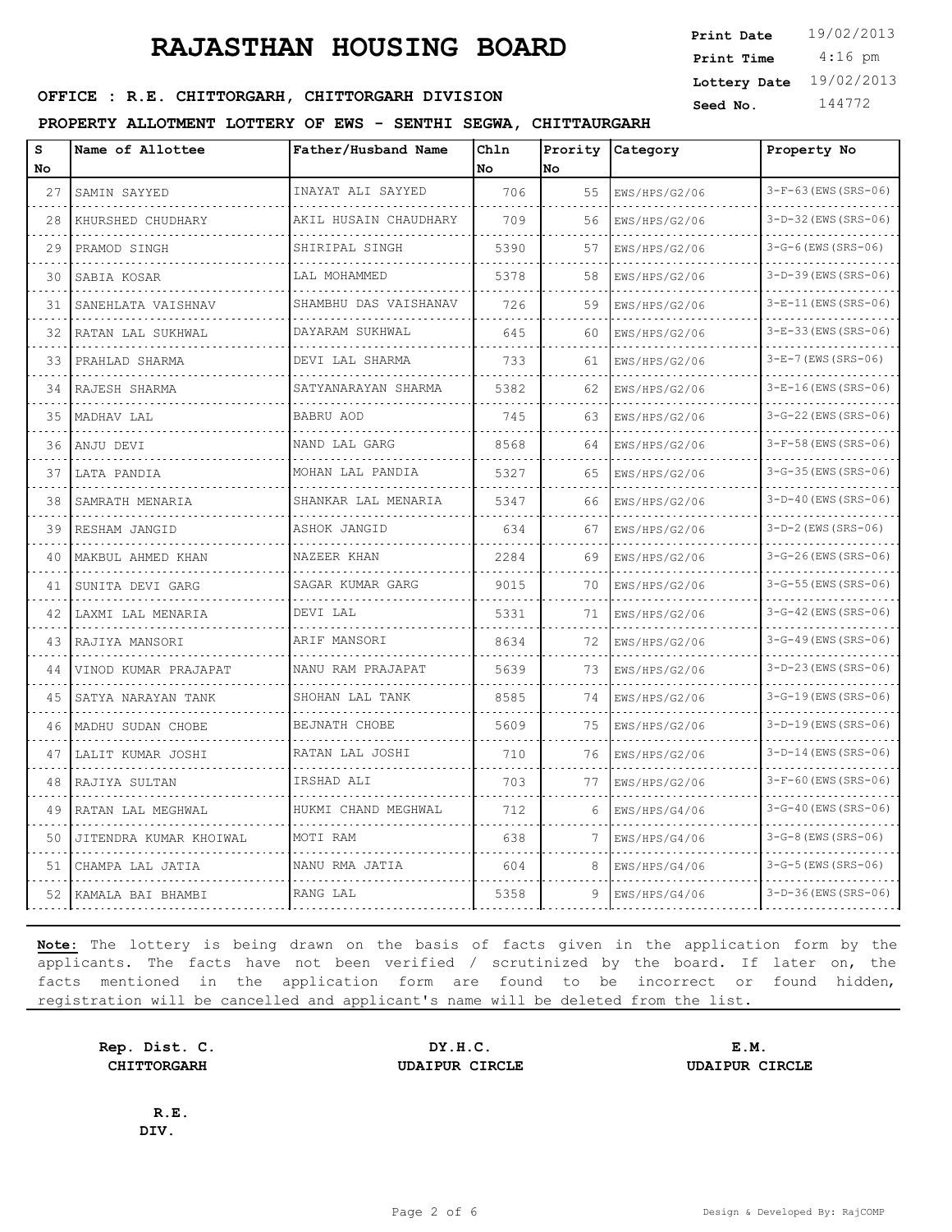# RAJASTHAN HOUSING BOARD

**Print Date** 19/02/2013
**Print Time** 4:16 pm
**Lottery Date** 19/02/2013
**Seed No.** 144772

**OFFICE : R.E. CHITTORGARH, CHITTORGARH DIVISION**

**PROPERTY ALLOTMENT LOTTERY OF EWS - SENTHI SEGWA, CHITTAURGARH**

| S No | Name of Allottee | Father/Husband Name | Chln No | Prority No | Category | Property No |
|---|---|---|---|---|---|---|
| 27 | SAMIN SAYYED | INAYAT ALI SAYYED | 706 | 55 | EWS/HPS/G2/06 | 3-F-63(EWS(SRS-06) |
| 28 | KHURSHED CHUDHARY | AKIL HUSAIN CHAUDHARY | 709 | 56 | EWS/HPS/G2/06 | 3-D-32(EWS(SRS-06) |
| 29 | PRAMOD SINGH | SHIRIPAL SINGH | 5390 | 57 | EWS/HPS/G2/06 | 3-G-6(EWS(SRS-06) |
| 30 | SABIA KOSAR | LAL MOHAMMED | 5378 | 58 | EWS/HPS/G2/06 | 3-D-39(EWS(SRS-06) |
| 31 | SANEHLATA VAISHNAV | SHAMBHU DAS VAISHANAV | 726 | 59 | EWS/HPS/G2/06 | 3-E-11(EWS(SRS-06) |
| 32 | RATAN LAL SUKHWAL | DAYARAM SUKHWAL | 645 | 60 | EWS/HPS/G2/06 | 3-E-33(EWS(SRS-06) |
| 33 | PRAHLAD SHARMA | DEVI LAL SHARMA | 733 | 61 | EWS/HPS/G2/06 | 3-E-7(EWS(SRS-06) |
| 34 | RAJESH SHARMA | SATYANARAYAN SHARMA | 5382 | 62 | EWS/HPS/G2/06 | 3-E-16(EWS(SRS-06) |
| 35 | MADHAV LAL | BABRU AOD | 745 | 63 | EWS/HPS/G2/06 | 3-G-22(EWS(SRS-06) |
| 36 | ANJU DEVI | NAND LAL GARG | 8568 | 64 | EWS/HPS/G2/06 | 3-F-58(EWS(SRS-06) |
| 37 | LATA PANDIA | MOHAN LAL PANDIA | 5327 | 65 | EWS/HPS/G2/06 | 3-G-35(EWS(SRS-06) |
| 38 | SAMRATH MENARIA | SHANKAR LAL MENARIA | 5347 | 66 | EWS/HPS/G2/06 | 3-D-40(EWS(SRS-06) |
| 39 | RESHAM JANGID | ASHOK JANGID | 634 | 67 | EWS/HPS/G2/06 | 3-D-2(EWS(SRS-06) |
| 40 | MAKBUL AHMED KHAN | NAZEER KHAN | 2284 | 69 | EWS/HPS/G2/06 | 3-G-26(EWS(SRS-06) |
| 41 | SUNITA DEVI GARG | SAGAR KUMAR GARG | 9015 | 70 | EWS/HPS/G2/06 | 3-G-55(EWS(SRS-06) |
| 42 | LAXMI LAL MENARIA | DEVI LAL | 5331 | 71 | EWS/HPS/G2/06 | 3-G-42(EWS(SRS-06) |
| 43 | RAJIYA MANSORI | ARIF MANSORI | 8634 | 72 | EWS/HPS/G2/06 | 3-G-49(EWS(SRS-06) |
| 44 | VINOD KUMAR PRAJAPAT | NANU RAM PRAJAPAT | 5639 | 73 | EWS/HPS/G2/06 | 3-D-23(EWS(SRS-06) |
| 45 | SATYA NARAYAN TANK | SHOHAN LAL TANK | 8585 | 74 | EWS/HPS/G2/06 | 3-G-19(EWS(SRS-06) |
| 46 | MADHU SUDAN CHOBE | BEJNATH CHOBE | 5609 | 75 | EWS/HPS/G2/06 | 3-D-19(EWS(SRS-06) |
| 47 | LALIT KUMAR JOSHI | RATAN LAL JOSHI | 710 | 76 | EWS/HPS/G2/06 | 3-D-14(EWS(SRS-06) |
| 48 | RAJIYA SULTAN | IRSHAD ALI | 703 | 77 | EWS/HPS/G2/06 | 3-F-60(EWS(SRS-06) |
| 49 | RATAN LAL MEGHWAL | HUKMI CHAND MEGHWAL | 712 | 6 | EWS/HPS/G4/06 | 3-G-40(EWS(SRS-06) |
| 50 | JITENDRA KUMAR KHOIWAL | MOTI RAM | 638 | 7 | EWS/HPS/G4/06 | 3-G-8(EWS(SRS-06) |
| 51 | CHAMPA LAL JATIA | NANU RMA JATIA | 604 | 8 | EWS/HPS/G4/06 | 3-G-5(EWS(SRS-06) |
| 52 | KAMALA BAI BHAMBI | RANG LAL | 5358 | 9 | EWS/HPS/G4/06 | 3-D-36(EWS(SRS-06) |

**Note:** The lottery is being drawn on the basis of facts given in the application form by the applicants. The facts have not been verified / scrutinized by the board. If later on, the facts mentioned in the application form are found to be incorrect or found hidden, registration will be cancelled and applicant's name will be deleted from the list.

**Rep. Dist. C.**
**CHITTORGARH**

**DY.H.C.**
**UDAIPUR CIRCLE**

**E.M.**
**UDAIPUR CIRCLE**

**R.E.**
**DIV.**

Design & Developed By: RajCOMP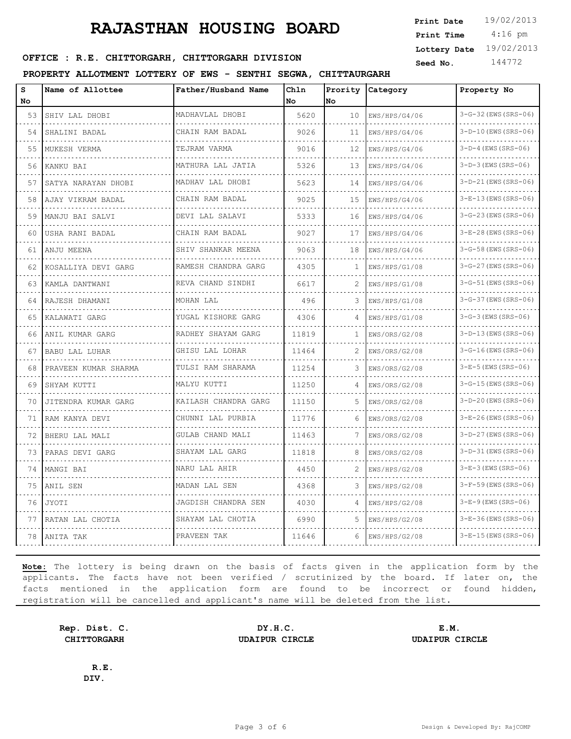# RAJASTHAN HOUSING BOARD

**Print Date** 19/02/2013
**Print Time** 4:16 pm
**Lottery Date** 19/02/2013
**Seed No.** 144772

**OFFICE : R.E. CHITTORGARH, CHITTORGARH DIVISION**

**PROPERTY ALLOTMENT LOTTERY OF EWS - SENTHI SEGWA, CHITTAURGARH**

| S No | Name of Allottee | Father/Husband Name | Chln No | Prority No | Category | Property No |
|---|---|---|---|---|---|---|
| 53 | SHIV LAL DHOBI | MADHAVLAL DHOBI | 5620 | 10 | EWS/HPS/G4/06 | 3-G-32(EWS(SRS-06) |
| 54 | SHALINI BADAL | CHAIN RAM BADAL | 9026 | 11 | EWS/HPS/G4/06 | 3-D-10(EWS(SRS-06) |
| 55 | MUKESH VERMA | TEJRAM VARMA | 9016 | 12 | EWS/HPS/G4/06 | 3-D-4(EWS(SRS-06) |
| 56 | KANKU BAI | MATHURA LAL JATIA | 5326 | 13 | EWS/HPS/G4/06 | 3-D-3(EWS(SRS-06) |
| 57 | SATYA NARAYAN DHOBI | MADHAV LAL DHOBI | 5623 | 14 | EWS/HPS/G4/06 | 3-D-21(EWS(SRS-06) |
| 58 | AJAY VIKRAM BADAL | CHAIN RAM BADAL | 9025 | 15 | EWS/HPS/G4/06 | 3-E-13(EWS(SRS-06) |
| 59 | MANJU BAI SALVI | DEVI LAL SALAVI | 5333 | 16 | EWS/HPS/G4/06 | 3-G-23(EWS(SRS-06) |
| 60 | USHA RANI BADAL | CHAIN RAM BADAL | 9027 | 17 | EWS/HPS/G4/06 | 3-E-28(EWS(SRS-06) |
| 61 | ANJU MEENA | SHIV SHANKAR MEENA | 9063 | 18 | EWS/HPS/G4/06 | 3-G-58(EWS(SRS-06) |
| 62 | KOSALLIYA DEVI GARG | RAMESH CHANDRA GARG | 4305 | 1 | EWS/HPS/G1/08 | 3-G-27(EWS(SRS-06) |
| 63 | KAMLA DANTWANI | REVA CHAND SINDHI | 6617 | 2 | EWS/HPS/G1/08 | 3-G-51(EWS(SRS-06) |
| 64 | RAJESH DHAMANI | MOHAN LAL | 496 | 3 | EWS/HPS/G1/08 | 3-G-37(EWS(SRS-06) |
| 65 | KALAWATI GARG | YUGAL KISHORE GARG | 4306 | 4 | EWS/HPS/G1/08 | 3-G-3(EWS(SRS-06) |
| 66 | ANIL KUMAR GARG | RADHEY SHAYAM GARG | 11819 | 1 | EWS/ORS/G2/08 | 3-D-13(EWS(SRS-06) |
| 67 | BABU LAL LUHAR | GHISU LAL LOHAR | 11464 | 2 | EWS/ORS/G2/08 | 3-G-16(EWS(SRS-06) |
| 68 | PRAVEEN KUMAR SHARMA | TULSI RAM SHARAMA | 11254 | 3 | EWS/ORS/G2/08 | 3-E-5(EWS(SRS-06) |
| 69 | SHYAM KUTTI | MALYU KUTTI | 11250 | 4 | EWS/ORS/G2/08 | 3-G-15(EWS(SRS-06) |
| 70 | JITENDRA KUMAR GARG | KAILASH CHANDRA GARG | 11150 | 5 | EWS/ORS/G2/08 | 3-D-20(EWS(SRS-06) |
| 71 | RAM KANYA DEVI | CHUNNI LAL PURBIA | 11776 | 6 | EWS/ORS/G2/08 | 3-E-26(EWS(SRS-06) |
| 72 | BHERU LAL MALI | GULAB CHAND MALI | 11463 | 7 | EWS/ORS/G2/08 | 3-D-27(EWS(SRS-06) |
| 73 | PARAS DEVI GARG | SHAYAM LAL GARG | 11818 | 8 | EWS/ORS/G2/08 | 3-D-31(EWS(SRS-06) |
| 74 | MANGI BAI | NARU LAL AHIR | 4450 | 2 | EWS/HPS/G2/08 | 3-E-3(EWS(SRS-06) |
| 75 | ANIL SEN | MADAN LAL SEN | 4368 | 3 | EWS/HPS/G2/08 | 3-F-59(EWS(SRS-06) |
| 76 | JYOTI | JAGDISH CHANDRA SEN | 4030 | 4 | EWS/HPS/G2/08 | 3-E-9(EWS(SRS-06) |
| 77 | RATAN LAL CHOTIA | SHAYAM LAL CHOTIA | 6990 | 5 | EWS/HPS/G2/08 | 3-E-36(EWS(SRS-06) |
| 78 | ANITA TAK | PRAVEEN TAK | 11646 | 6 | EWS/HPS/G2/08 | 3-E-15(EWS(SRS-06) |

**Note:** The lottery is being drawn on the basis of facts given in the application form by the applicants. The facts have not been verified / scrutinized by the board. If later on, the facts mentioned in the application form are found to be incorrect or found hidden, registration will be cancelled and applicant's name will be deleted from the list.

**Rep. Dist. C.**
**CHITTORGARH**

**DY.H.C.**
**UDAIPUR CIRCLE**

**E.M.**
**UDAIPUR CIRCLE**

**R.E.**
**DIV.**

Design & Developed By: RajCOMP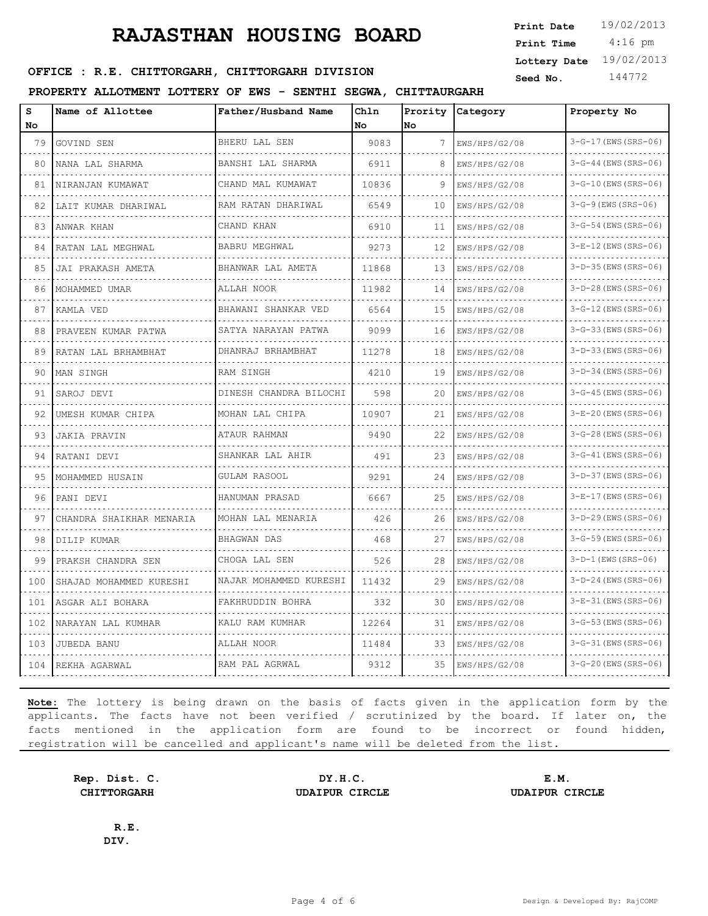# RAJASTHAN HOUSING BOARD

**OFFICE : R.E. CHITTORGARH, CHITTORGARH DIVISION**

**PROPERTY ALLOTMENT LOTTERY OF EWS - SENTHI SEGWA, CHITTAURGARH**

| | |
|---|---|
| **Print Date** | 19/02/2013 |
| **Print Time** | 4:16 pm |
| **Lottery Date** | 19/02/2013 |
| **Seed No.** | 144772 |

| S No | Name of Allottee | Father/Husband Name | Chln No | Prority No | Category | Property No |
|---|---|---|---|---|---|---|
| 79 | GOVIND SEN | BHERU LAL SEN | 9083 | 7 | EWS/HPS/G2/08 | 3-G-17(EWS(SRS-06) |
| 80 | NANA LAL SHARMA | BANSHI LAL SHARMA | 6911 | 8 | EWS/HPS/G2/08 | 3-G-44(EWS(SRS-06) |
| 81 | NIRANJAN KUMAWAT | CHAND MAL KUMAWAT | 10836 | 9 | EWS/HPS/G2/08 | 3-G-10(EWS(SRS-06) |
| 82 | LAIT KUMAR DHARIWAL | RAM RATAN DHARIWAL | 6549 | 10 | EWS/HPS/G2/08 | 3-G-9(EWS(SRS-06) |
| 83 | ANWAR KHAN | CHAND KHAN | 6910 | 11 | EWS/HPS/G2/08 | 3-G-54(EWS(SRS-06) |
| 84 | RATAN LAL MEGHWAL | BABRU MEGHWAL | 9273 | 12 | EWS/HPS/G2/08 | 3-E-12(EWS(SRS-06) |
| 85 | JAI PRAKASH AMETA | BHANWAR LAL AMETA | 11868 | 13 | EWS/HPS/G2/08 | 3-D-35(EWS(SRS-06) |
| 86 | MOHAMMED UMAR | ALLAH NOOR | 11982 | 14 | EWS/HPS/G2/08 | 3-D-28(EWS(SRS-06) |
| 87 | KAMLA VED | BHAWANI SHANKAR VED | 6564 | 15 | EWS/HPS/G2/08 | 3-G-12(EWS(SRS-06) |
| 88 | PRAVEEN KUMAR PATWA | SATYA NARAYAN PATWA | 9099 | 16 | EWS/HPS/G2/08 | 3-G-33(EWS(SRS-06) |
| 89 | RATAN LAL BRHAMBHAT | DHANRAJ BRHAMBHAT | 11278 | 18 | EWS/HPS/G2/08 | 3-D-33(EWS(SRS-06) |
| 90 | MAN SINGH | RAM SINGH | 4210 | 19 | EWS/HPS/G2/08 | 3-D-34(EWS(SRS-06) |
| 91 | SAROJ DEVI | DINESH CHANDRA BILOCHI | 598 | 20 | EWS/HPS/G2/08 | 3-G-45(EWS(SRS-06) |
| 92 | UMESH KUMAR CHIPA | MOHAN LAL CHIPA | 10907 | 21 | EWS/HPS/G2/08 | 3-E-20(EWS(SRS-06) |
| 93 | JAKIA PRAVIN | ATAUR RAHMAN | 9490 | 22 | EWS/HPS/G2/08 | 3-G-28(EWS(SRS-06) |
| 94 | RATANI DEVI | SHANKAR LAL AHIR | 491 | 23 | EWS/HPS/G2/08 | 3-G-41(EWS(SRS-06) |
| 95 | MOHAMMED HUSAIN | GULAM RASOOL | 9291 | 24 | EWS/HPS/G2/08 | 3-D-37(EWS(SRS-06) |
| 96 | PANI DEVI | HANUMAN PRASAD | 6667 | 25 | EWS/HPS/G2/08 | 3-E-17(EWS(SRS-06) |
| 97 | CHANDRA SHAIKHAR MENARIA | MOHAN LAL MENARIA | 426 | 26 | EWS/HPS/G2/08 | 3-D-29(EWS(SRS-06) |
| 98 | DILIP KUMAR | BHAGWAN DAS | 468 | 27 | EWS/HPS/G2/08 | 3-G-59(EWS(SRS-06) |
| 99 | PRAKSH CHANDRA SEN | CHOGA LAL SEN | 526 | 28 | EWS/HPS/G2/08 | 3-D-1(EWS(SRS-06) |
| 100 | SHAJAD MOHAMMED KURESHI | NAJAR MOHAMMED KURESHI | 11432 | 29 | EWS/HPS/G2/08 | 3-D-24(EWS(SRS-06) |
| 101 | ASGAR ALI BOHARA | FAKHRUDDIN BOHRA | 332 | 30 | EWS/HPS/G2/08 | 3-E-31(EWS(SRS-06) |
| 102 | NARAYAN LAL KUMHAR | KALU RAM KUMHAR | 12264 | 31 | EWS/HPS/G2/08 | 3-G-53(EWS(SRS-06) |
| 103 | JUBEDA BANU | ALLAH NOOR | 11484 | 33 | EWS/HPS/G2/08 | 3-G-31(EWS(SRS-06) |
| 104 | REKHA AGARWAL | RAM PAL AGRWAL | 9312 | 35 | EWS/HPS/G2/08 | 3-G-20(EWS(SRS-06) |

**Note:** The lottery is being drawn on the basis of facts given in the application form by the applicants. The facts have not been verified / scrutinized by the board. If later on, the facts mentioned in the application form are found to be incorrect or found hidden, registration will be cancelled and applicant's name will be deleted from the list.

**Rep. Dist. C.**
**CHITTORGARH**

**DY.H.C.**
**UDAIPUR CIRCLE**

**E.M.**
**UDAIPUR CIRCLE**

**R.E.**
**DIV.**

Design & Developed By: RajCOMP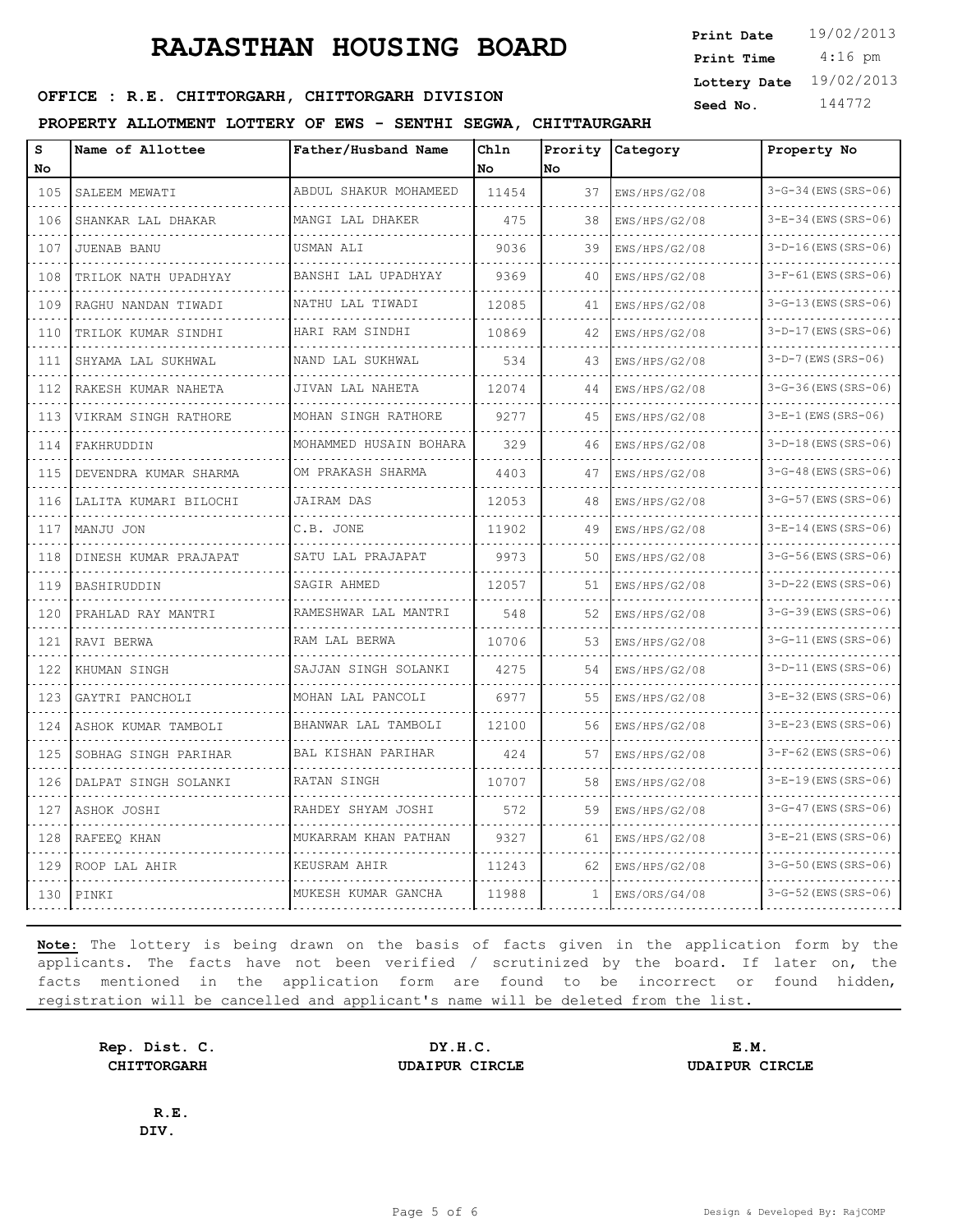# RAJASTHAN HOUSING BOARD

**Print Date** 19/02/2013
**Print Time** 4:16 pm
**Lottery Date** 19/02/2013
**Seed No.** 144772

**OFFICE : R.E. CHITTORGARH, CHITTORGARH DIVISION**

**PROPERTY ALLOTMENT LOTTERY OF EWS - SENTHI SEGWA, CHITTAURGARH**

| S No | Name of Allottee | Father/Husband Name | Chln No | Prority No | Category | Property No |
|---|---|---|---|---|---|---|
| 105 | SALEEM MEWATI | ABDUL SHAKUR MOHAMEED | 11454 | 37 | EWS/HPS/G2/08 | 3-G-34(EWS(SRS-06) |
| 106 | SHANKAR LAL DHAKAR | MANGI LAL DHAKER | 475 | 38 | EWS/HPS/G2/08 | 3-E-34(EWS(SRS-06) |
| 107 | JUENAB BANU | USMAN ALI | 9036 | 39 | EWS/HPS/G2/08 | 3-D-16(EWS(SRS-06) |
| 108 | TRILOK NATH UPADHYAY | BANSHI LAL UPADHYAY | 9369 | 40 | EWS/HPS/G2/08 | 3-F-61(EWS(SRS-06) |
| 109 | RAGHU NANDAN TIWADI | NATHU LAL TIWADI | 12085 | 41 | EWS/HPS/G2/08 | 3-G-13(EWS(SRS-06) |
| 110 | TRILOK KUMAR SINDHI | HARI RAM SINDHI | 10869 | 42 | EWS/HPS/G2/08 | 3-D-17(EWS(SRS-06) |
| 111 | SHYAMA LAL SUKHWAL | NAND LAL SUKHWAL | 534 | 43 | EWS/HPS/G2/08 | 3-D-7(EWS(SRS-06) |
| 112 | RAKESH KUMAR NAHETA | JIVAN LAL NAHETA | 12074 | 44 | EWS/HPS/G2/08 | 3-G-36(EWS(SRS-06) |
| 113 | VIKRAM SINGH RATHORE | MOHAN SINGH RATHORE | 9277 | 45 | EWS/HPS/G2/08 | 3-E-1(EWS(SRS-06) |
| 114 | FAKHRUDDIN | MOHAMMED HUSAIN BOHARA | 329 | 46 | EWS/HPS/G2/08 | 3-D-18(EWS(SRS-06) |
| 115 | DEVENDRA KUMAR SHARMA | OM PRAKASH SHARMA | 4403 | 47 | EWS/HPS/G2/08 | 3-G-48(EWS(SRS-06) |
| 116 | LALITA KUMARI BILOCHI | JAIRAM DAS | 12053 | 48 | EWS/HPS/G2/08 | 3-G-57(EWS(SRS-06) |
| 117 | MANJU JON | C.B. JONE | 11902 | 49 | EWS/HPS/G2/08 | 3-E-14(EWS(SRS-06) |
| 118 | DINESH KUMAR PRAJAPAT | SATU LAL PRAJAPAT | 9973 | 50 | EWS/HPS/G2/08 | 3-G-56(EWS(SRS-06) |
| 119 | BASHIRUDDIN | SAGIR AHMED | 12057 | 51 | EWS/HPS/G2/08 | 3-D-22(EWS(SRS-06) |
| 120 | PRAHLAD RAY MANTRI | RAMESHWAR LAL MANTRI | 548 | 52 | EWS/HPS/G2/08 | 3-G-39(EWS(SRS-06) |
| 121 | RAVI BERWA | RAM LAL BERWA | 10706 | 53 | EWS/HPS/G2/08 | 3-G-11(EWS(SRS-06) |
| 122 | KHUMAN SINGH | SAJJAN SINGH SOLANKI | 4275 | 54 | EWS/HPS/G2/08 | 3-D-11(EWS(SRS-06) |
| 123 | GAYTRI PANCHOLI | MOHAN LAL PANCOLI | 6977 | 55 | EWS/HPS/G2/08 | 3-E-32(EWS(SRS-06) |
| 124 | ASHOK KUMAR TAMBOLI | BHANWAR LAL TAMBOLI | 12100 | 56 | EWS/HPS/G2/08 | 3-E-23(EWS(SRS-06) |
| 125 | SOBHAG SINGH PARIHAR | BAL KISHAN PARIHAR | 424 | 57 | EWS/HPS/G2/08 | 3-F-62(EWS(SRS-06) |
| 126 | DALPAT SINGH SOLANKI | RATAN SINGH | 10707 | 58 | EWS/HPS/G2/08 | 3-E-19(EWS(SRS-06) |
| 127 | ASHOK JOSHI | RAHDEY SHYAM JOSHI | 572 | 59 | EWS/HPS/G2/08 | 3-G-47(EWS(SRS-06) |
| 128 | RAFEEQ KHAN | MUKARRAM KHAN PATHAN | 9327 | 61 | EWS/HPS/G2/08 | 3-E-21(EWS(SRS-06) |
| 129 | ROOP LAL AHIR | KEUSRAM AHIR | 11243 | 62 | EWS/HPS/G2/08 | 3-G-50(EWS(SRS-06) |
| 130 | PINKI | MUKESH KUMAR GANCHA | 11988 | 1 | EWS/ORS/G4/08 | 3-G-52(EWS(SRS-06) |

**Note:** The lottery is being drawn on the basis of facts given in the application form by the applicants. The facts have not been verified / scrutinized by the board. If later on, the facts mentioned in the application form are found to be incorrect or found hidden, registration will be cancelled and applicant's name will be deleted from the list.

**Rep. Dist. C.**
**CHITTORGARH**

**DY.H.C.**
**UDAIPUR CIRCLE**

**E.M.**
**UDAIPUR CIRCLE**

**R.E.**
**DIV.**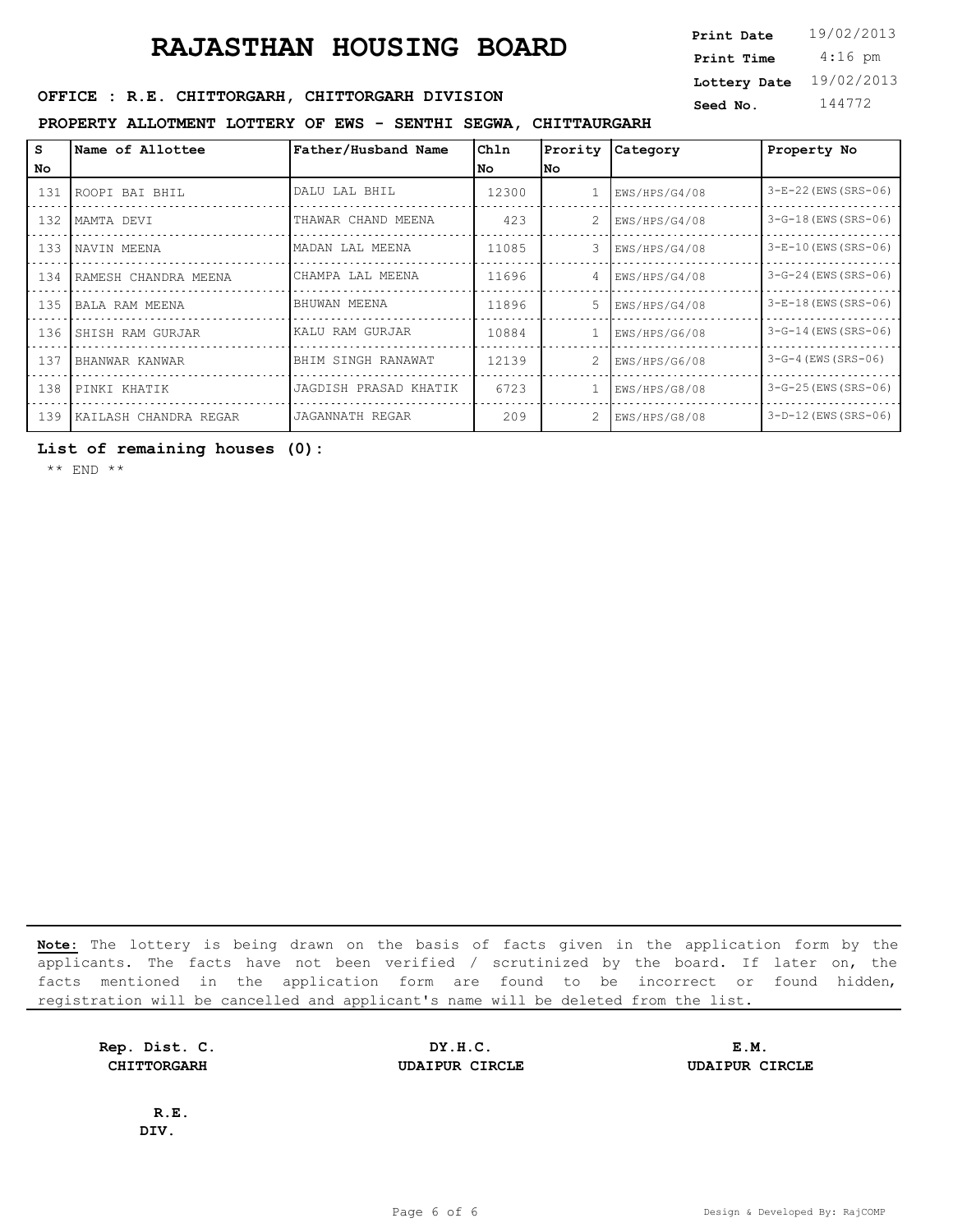# RAJASTHAN HOUSING BOARD

**Print Date** 19/02/2013
**Print Time** 4:16 pm
**Lottery Date** 19/02/2013
**Seed No.** 144772

**OFFICE : R.E. CHITTORGARH, CHITTORGARH DIVISION**

**PROPERTY ALLOTMENT LOTTERY OF EWS - SENTHI SEGWA, CHITTAURGARH**

| S No | Name of Allottee | Father/Husband Name | Chln No | Prority No | Category | Property No |
|---|---|---|---|---|---|---|
| 131 | ROOPI BAI BHIL | DALU LAL BHIL | 12300 | 1 | EWS/HPS/G4/08 | 3-E-22(EWS(SRS-06) |
| 132 | MAMTA DEVI | THAWAR CHAND MEENA | 423 | 2 | EWS/HPS/G4/08 | 3-G-18(EWS(SRS-06) |
| 133 | NAVIN MEENA | MADAN LAL MEENA | 11085 | 3 | EWS/HPS/G4/08 | 3-E-10(EWS(SRS-06) |
| 134 | RAMESH CHANDRA MEENA | CHAMPA LAL MEENA | 11696 | 4 | EWS/HPS/G4/08 | 3-G-24(EWS(SRS-06) |
| 135 | BALA RAM MEENA | BHUWAN MEENA | 11896 | 5 | EWS/HPS/G4/08 | 3-E-18(EWS(SRS-06) |
| 136 | SHISH RAM GURJAR | KALU RAM GURJAR | 10884 | 1 | EWS/HPS/G6/08 | 3-G-14(EWS(SRS-06) |
| 137 | BHANWAR KANWAR | BHIM SINGH RANAWAT | 12139 | 2 | EWS/HPS/G6/08 | 3-G-4(EWS(SRS-06) |
| 138 | PINKI KHATIK | JAGDISH PRASAD KHATIK | 6723 | 1 | EWS/HPS/G8/08 | 3-G-25(EWS(SRS-06) |
| 139 | KAILASH CHANDRA REGAR | JAGANNATH REGAR | 209 | 2 | EWS/HPS/G8/08 | 3-D-12(EWS(SRS-06) |

**List of remaining houses (0):**

** END **

**Note:** The lottery is being drawn on the basis of facts given in the application form by the applicants. The facts have not been verified / scrutinized by the board. If later on, the facts mentioned in the application form are found to be incorrect or found hidden, registration will be cancelled and applicant's name will be deleted from the list.

**Rep. Dist. C.**
**CHITTORGARH**

**DY.H.C.**
**UDAIPUR CIRCLE**

**E.M.**
**UDAIPUR CIRCLE**

**R.E.**
**DIV.**

Design & Developed By: RajCOMP